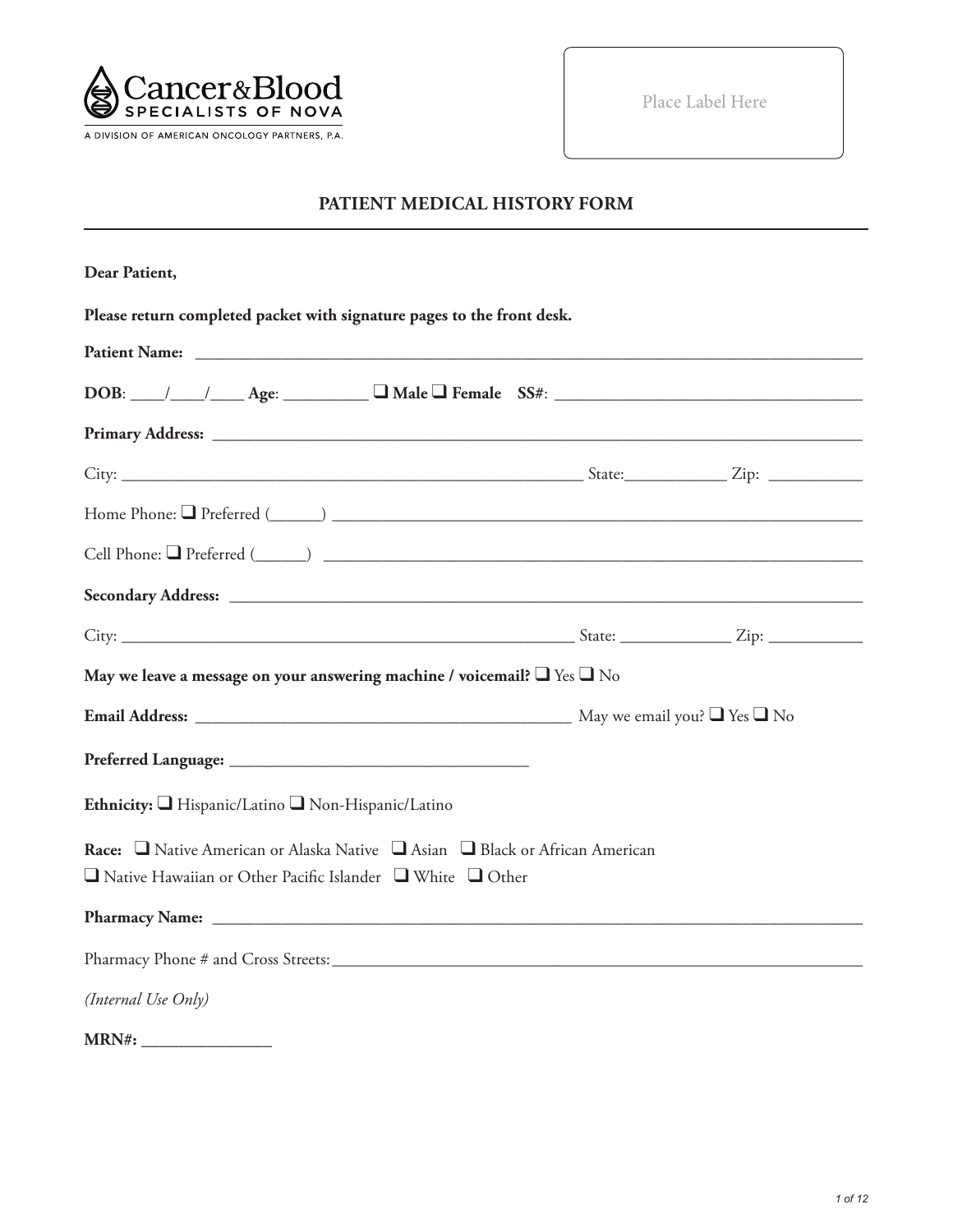Cancer&Blood
SPECIALISTS OF NOVA

A DIVISION OF AMERICAN ONCOLOGY PARTNERS, P.A.

Place Label Here

# PATIENT MEDICAL HISTORY FORM

**Dear Patient,**

**Please return completed packet with signature pages to the front desk.**

**Patient Name:** ______________________________________________________________________________

**DOB**: ____/____/____ **Age**: __________ ❑ **Male** ❑ **Female** **SS#**: ____________________________________

**Primary Address:** ___________________________________________________________________________

City: ________________________________________________________ State:____________ Zip: ___________

Home Phone: ❑ Preferred (______) _____________________________________________________________

Cell Phone: ❑ Preferred (______) ______________________________________________________________

**Secondary Address:** _________________________________________________________________________

City: ________________________________________________________ State: _____________ Zip: ___________

**May we leave a message on your answering machine / voicemail?** ❑ Yes ❑ No

**Email Address:** ______________________________________________ May we email you? ❑ Yes ❑ No

**Preferred Language:** ___________________________________

**Ethnicity:** ❑ Hispanic/Latino ❑ Non-Hispanic/Latino

**Race:** ❑ Native American or Alaska Native ❑ Asian ❑ Black or African American
❑ Native Hawaiian or Other Pacific Islander ❑ White ❑ Other

**Pharmacy Name:** ____________________________________________________________________________

Pharmacy Phone # and Cross Streets:_________________________________________________________________

*(Internal Use Only)*

**MRN#:** _______________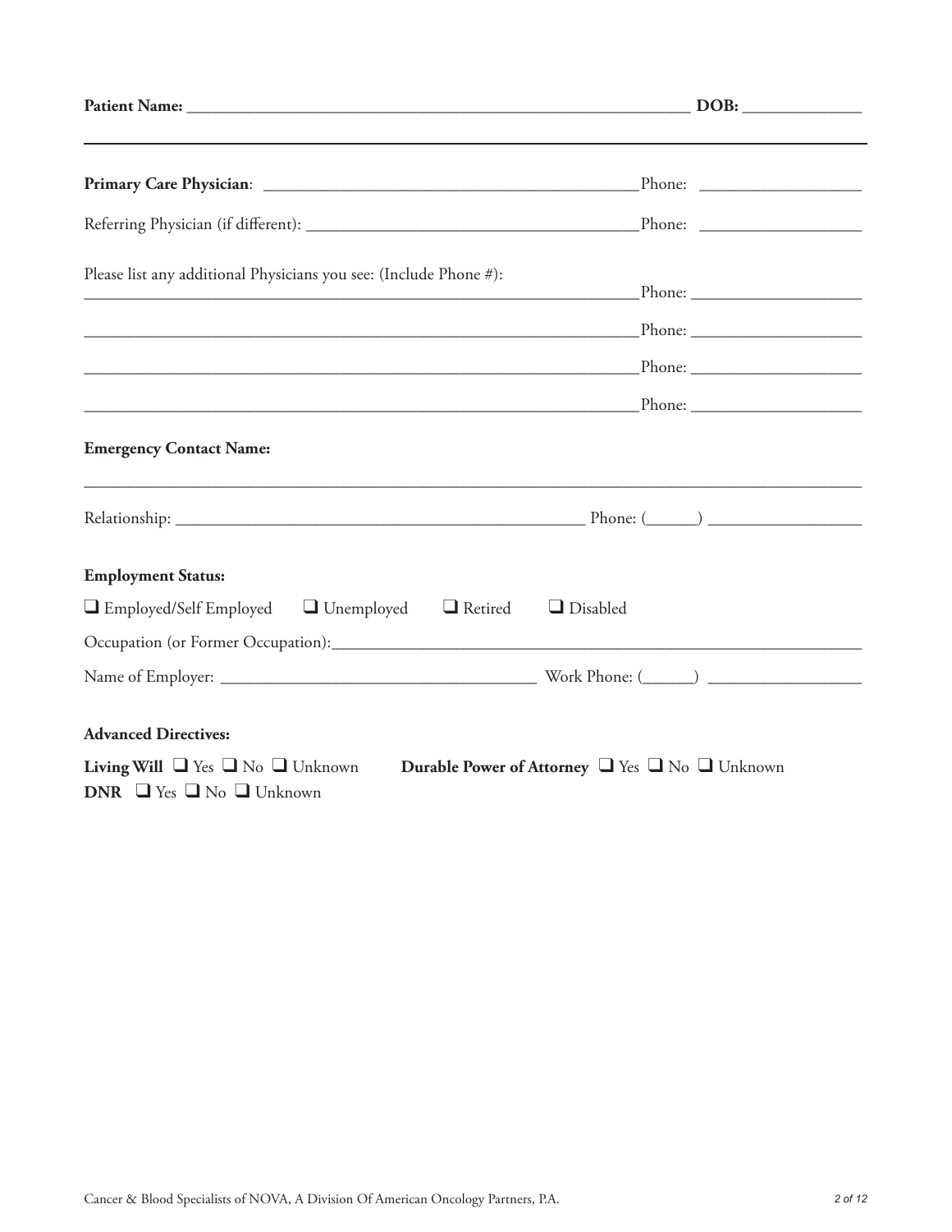**Patient Name:** ____________________________________________ **DOB:** ______________

---

**Primary Care Physician**: ________________________________________ Phone: ____________________

Referring Physician (if different): ________________________________ Phone: ____________________

Please list any additional Physicians you see: (Include Phone #):

____________________________________________________________ Phone: ____________________

____________________________________________________________ Phone: ____________________

____________________________________________________________ Phone: ____________________

____________________________________________________________ Phone: ____________________

**Emergency Contact Name:**

______________________________________________________________________________

Relationship: ____________________________________________ Phone: (______) __________________

**Employment Status:**

❑ Employed/Self Employed ❑ Unemployed ❑ Retired ❑ Disabled

Occupation (or Former Occupation):______________________________________________________

Name of Employer: ________________________________ Work Phone: (______) __________________

**Advanced Directives:**

**Living Will** ❑ Yes ❑ No ❑ Unknown **Durable Power of Attorney** ❑ Yes ❑ No ❑ Unknown

**DNR** ❑ Yes ❑ No ❑ Unknown

Cancer & Blood Specialists of NOVA, A Division Of American Oncology Partners, P.A.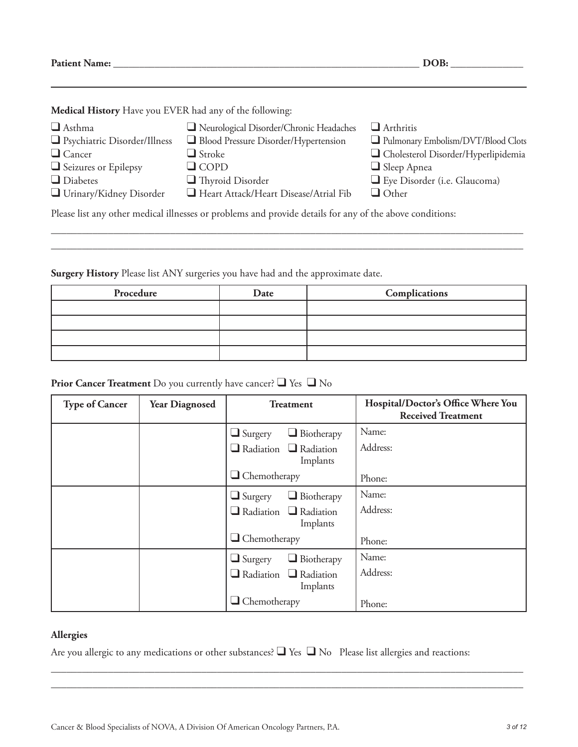**Patient Name:** ______________________________ **DOB:** ______________

**Medical History** Have you EVER had any of the following:

- ❑ Asthma
- ❑ Psychiatric Disorder/Illness
- ❑ Cancer
- ❑ Seizures or Epilepsy
- ❑ Diabetes
- ❑ Urinary/Kidney Disorder
- ❑ Neurological Disorder/Chronic Headaches
- ❑ Blood Pressure Disorder/Hypertension
- ❑ Stroke
- ❑ COPD
- ❑ Thyroid Disorder
- ❑ Heart Attack/Heart Disease/Atrial Fib
- ❑ Arthritis
- ❑ Pulmonary Embolism/DVT/Blood Clots
- ❑ Cholesterol Disorder/Hyperlipidemia
- ❑ Sleep Apnea
- ❑ Eye Disorder (i.e. Glaucoma)
- ❑ Other

Please list any other medical illnesses or problems and provide details for any of the above conditions:

______________________________________________________________________________

______________________________________________________________________________

**Surgery History** Please list ANY surgeries you have had and the approximate date.

| Procedure | Date | Complications |
|---|---|---|
| | | |
| | | |
| | | |
| | | |

**Prior Cancer Treatment** Do you currently have cancer? ❑ Yes ❑ No

| Type of Cancer | Year Diagnosed | Treatment | Hospital/Doctor's Office Where You Received Treatment |
|---|---|---|---|
| | | ❑ Surgery ❑ Biotherapy ❑ Radiation ❑ Radiation Implants ❑ Chemotherapy | Name: Address: Phone: |
| | | ❑ Surgery ❑ Biotherapy ❑ Radiation ❑ Radiation Implants ❑ Chemotherapy | Name: Address: Phone: |
| | | ❑ Surgery ❑ Biotherapy ❑ Radiation ❑ Radiation Implants ❑ Chemotherapy | Name: Address: Phone: |

**Allergies**

Are you allergic to any medications or other substances? ❑ Yes ❑ No Please list allergies and reactions:

______________________________________________________________________________

______________________________________________________________________________

Cancer & Blood Specialists of NOVA, A Division Of American Oncology Partners, P.A.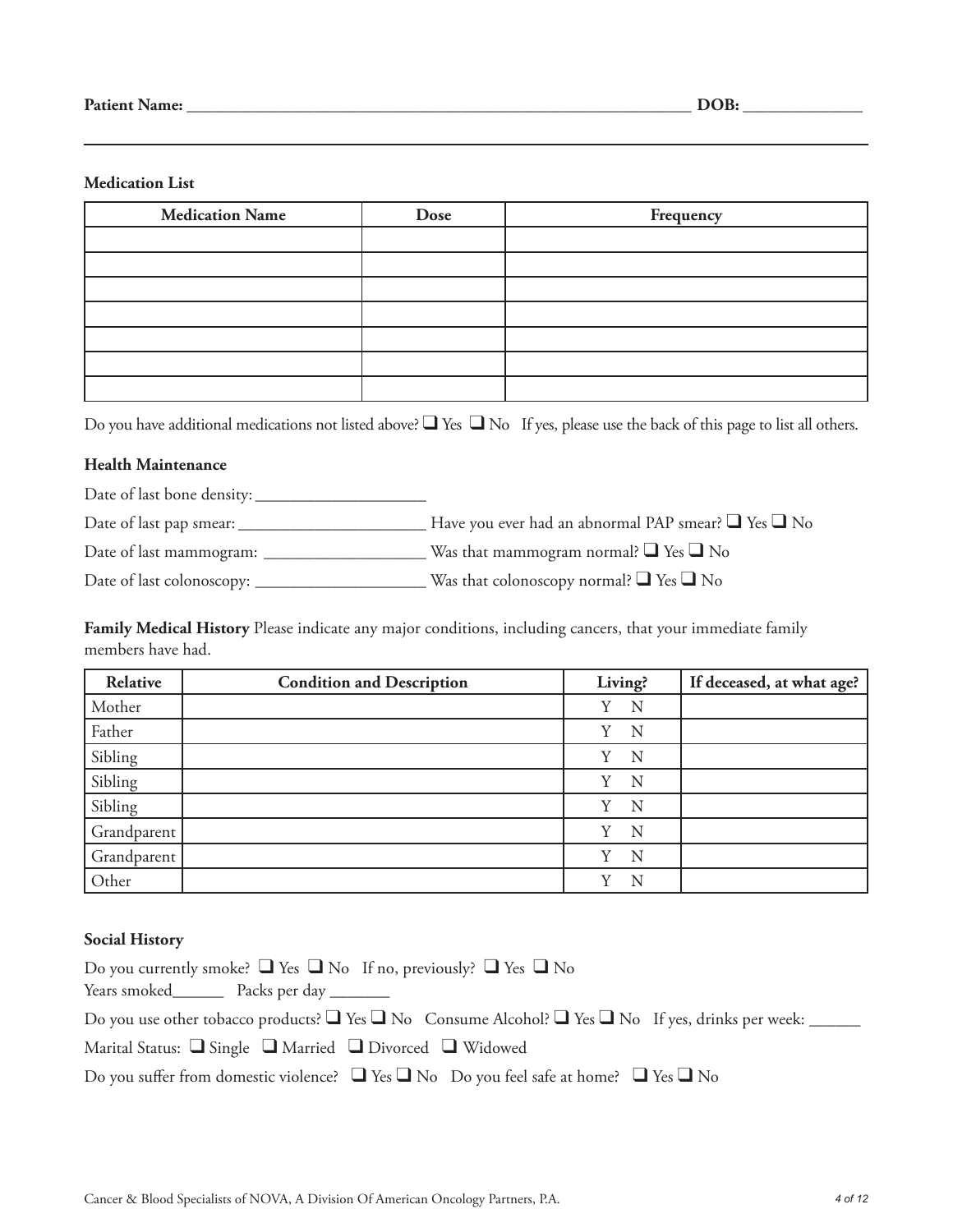**Patient Name:** ______________________________________________ **DOB:** ____________

**Medication List**

| Medication Name | Dose | Frequency |
|---|---|---|
| | | |
| | | |
| | | |
| | | |
| | | |
| | | |
| | | |

Do you have additional medications not listed above? ❑ Yes ❑ No If yes, please use the back of this page to list all others.

**Health Maintenance**

Date of last bone density: ____________________

Date of last pap smear: ______________________ Have you ever had an abnormal PAP smear? ❑ Yes ❑ No

Date of last mammogram: ___________________ Was that mammogram normal? ❑ Yes ❑ No

Date of last colonoscopy: ____________________ Was that colonoscopy normal? ❑ Yes ❑ No

**Family Medical History** Please indicate any major conditions, including cancers, that your immediate family members have had.

| Relative | Condition and Description | Living? | If deceased, at what age? |
|---|---|---|---|
| Mother | | Y N | |
| Father | | Y N | |
| Sibling | | Y N | |
| Sibling | | Y N | |
| Sibling | | Y N | |
| Grandparent | | Y N | |
| Grandparent | | Y N | |
| Other | | Y N | |

**Social History**

Do you currently smoke? ❑ Yes ❑ No If no, previously? ❑ Yes ❑ No

Years smoked______ Packs per day _______

Do you use other tobacco products? ❑ Yes ❑ No Consume Alcohol? ❑ Yes ❑ No If yes, drinks per week: ______

Marital Status: ❑ Single ❑ Married ❑ Divorced ❑ Widowed

Do you suffer from domestic violence? ❑ Yes ❑ No Do you feel safe at home? ❑ Yes ❑ No

Cancer & Blood Specialists of NOVA, A Division Of American Oncology Partners, P.A.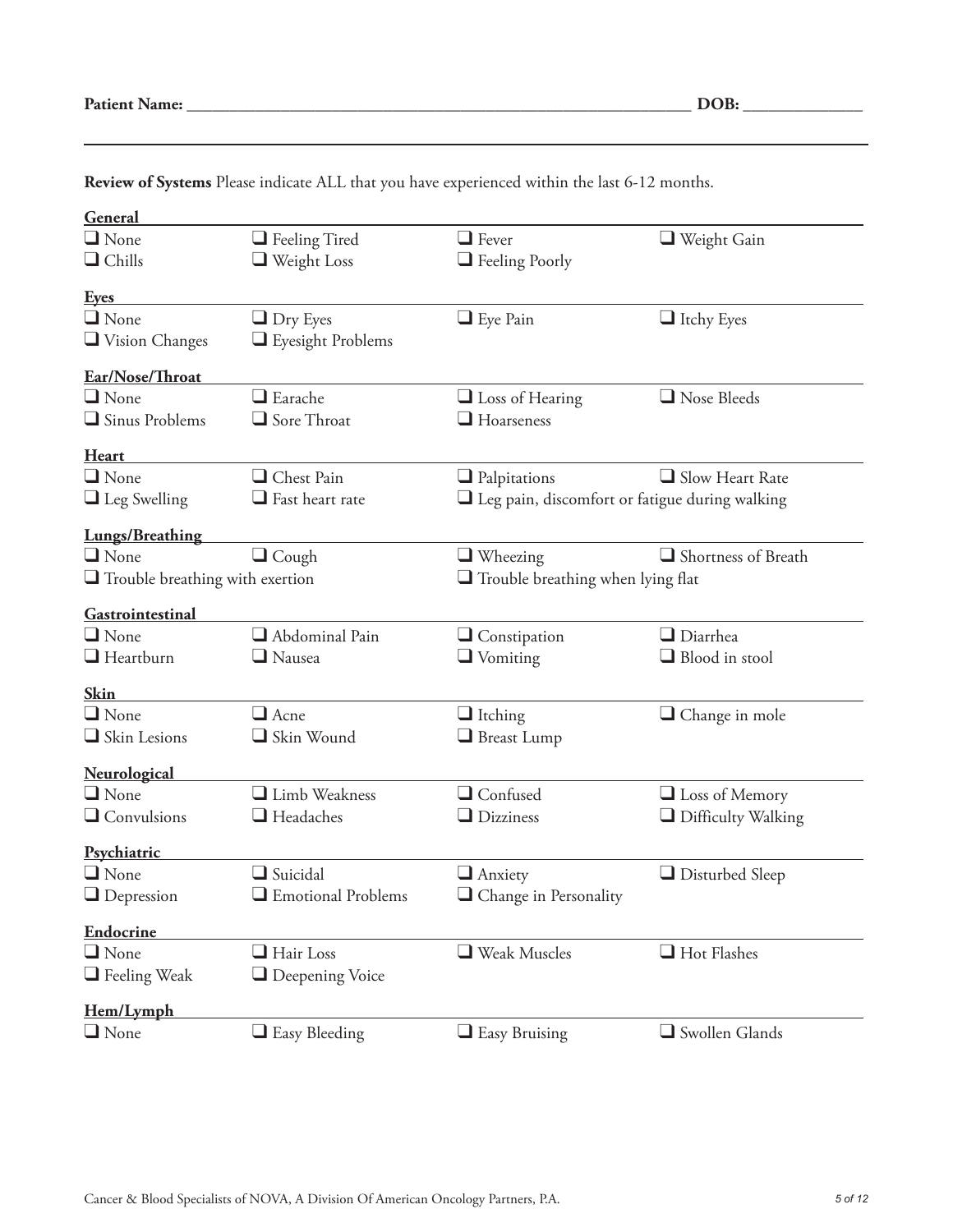**Patient Name:** ______________________________________________________________ **DOB:** ______________

**Review of Systems** Please indicate ALL that you have experienced within the last 6-12 months.

**General**

- ☐ None
- ☐ Feeling Tired
- ☐ Fever
- ☐ Weight Gain
- ☐ Chills
- ☐ Weight Loss
- ☐ Feeling Poorly

**Eyes**

- ☐ None
- ☐ Dry Eyes
- ☐ Eye Pain
- ☐ Itchy Eyes
- ☐ Vision Changes
- ☐ Eyesight Problems

**Ear/Nose/Throat**

- ☐ None
- ☐ Earache
- ☐ Loss of Hearing
- ☐ Nose Bleeds
- ☐ Sinus Problems
- ☐ Sore Throat
- ☐ Hoarseness

**Heart**

- ☐ None
- ☐ Chest Pain
- ☐ Palpitations
- ☐ Slow Heart Rate
- ☐ Leg Swelling
- ☐ Fast heart rate
- ☐ Leg pain, discomfort or fatigue during walking

**Lungs/Breathing**

- ☐ None
- ☐ Cough
- ☐ Wheezing
- ☐ Shortness of Breath
- ☐ Trouble breathing with exertion
- ☐ Trouble breathing when lying flat

**Gastrointestinal**

- ☐ None
- ☐ Abdominal Pain
- ☐ Constipation
- ☐ Diarrhea
- ☐ Heartburn
- ☐ Nausea
- ☐ Vomiting
- ☐ Blood in stool

**Skin**

- ☐ None
- ☐ Acne
- ☐ Itching
- ☐ Change in mole
- ☐ Skin Lesions
- ☐ Skin Wound
- ☐ Breast Lump

**Neurological**

- ☐ None
- ☐ Limb Weakness
- ☐ Confused
- ☐ Loss of Memory
- ☐ Convulsions
- ☐ Headaches
- ☐ Dizziness
- ☐ Difficulty Walking

**Psychiatric**

- ☐ None
- ☐ Suicidal
- ☐ Anxiety
- ☐ Disturbed Sleep
- ☐ Depression
- ☐ Emotional Problems
- ☐ Change in Personality

**Endocrine**

- ☐ None
- ☐ Hair Loss
- ☐ Weak Muscles
- ☐ Hot Flashes
- ☐ Feeling Weak
- ☐ Deepening Voice

**Hem/Lymph**

- ☐ None
- ☐ Easy Bleeding
- ☐ Easy Bruising
- ☐ Swollen Glands

Cancer & Blood Specialists of NOVA, A Division Of American Oncology Partners, P.A.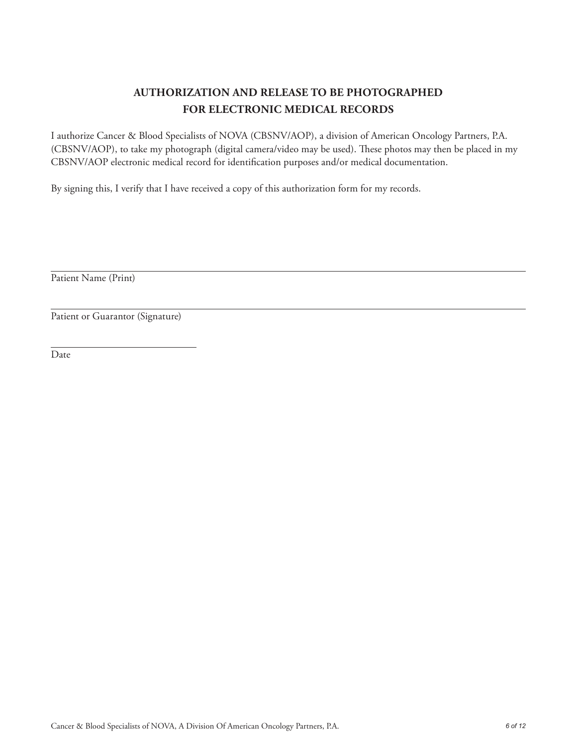# AUTHORIZATION AND RELEASE TO BE PHOTOGRAPHED FOR ELECTRONIC MEDICAL RECORDS

I authorize Cancer & Blood Specialists of NOVA (CBSNV/AOP), a division of American Oncology Partners, P.A. (CBSNV/AOP), to take my photograph (digital camera/video may be used). These photos may then be placed in my CBSNV/AOP electronic medical record for identification purposes and/or medical documentation.

By signing this, I verify that I have received a copy of this authorization form for my records.

\_\_\_\_\_\_\_\_\_\_\_\_\_\_\_\_\_\_\_\_\_\_\_\_\_\_\_\_\_\_\_\_\_\_\_\_\_\_\_\_\_\_\_\_\_\_\_\_

Patient Name (Print)

\_\_\_\_\_\_\_\_\_\_\_\_\_\_\_\_\_\_\_\_\_\_\_\_\_\_\_\_\_\_\_\_\_\_\_\_\_\_\_\_\_\_\_\_\_\_\_\_

Patient or Guarantor (Signature)

\_\_\_\_\_\_\_\_\_\_\_\_\_\_\_\_\_\_\_\_

Date

Cancer & Blood Specialists of NOVA, A Division Of American Oncology Partners, P.A.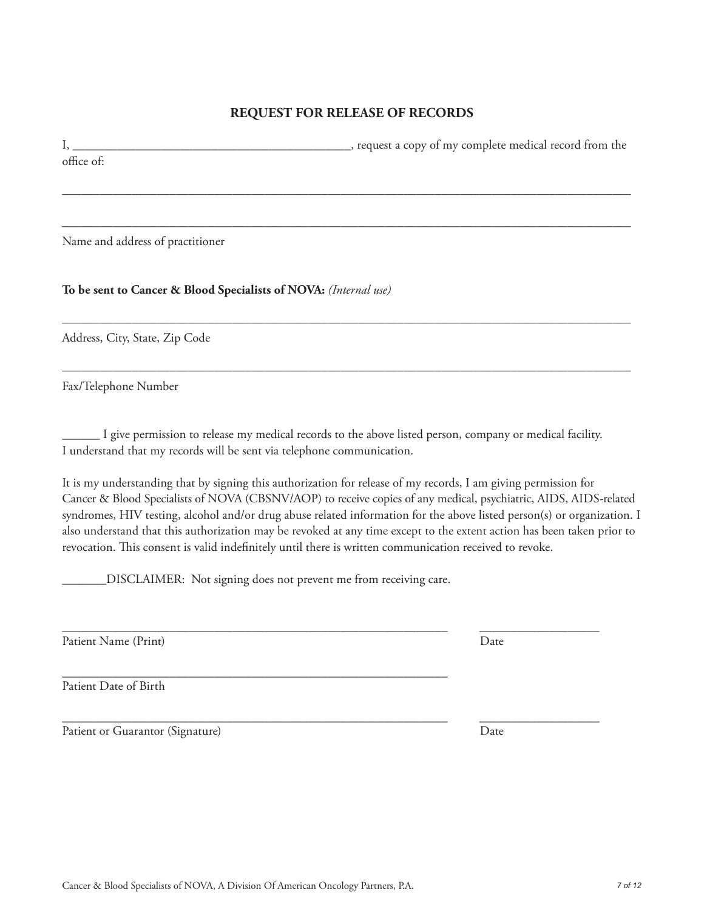## REQUEST FOR RELEASE OF RECORDS

I, _____________________________________________, request a copy of my complete medical record from the office of:

_____________________________________________________________________________________________

_____________________________________________________________________________________________

Name and address of practitioner

**To be sent to Cancer & Blood Specialists of NOVA:** *(Internal use)*

_____________________________________________________________________________________________

Address, City, State, Zip Code

_____________________________________________________________________________________________

Fax/Telephone Number

______ I give permission to release my medical records to the above listed person, company or medical facility. I understand that my records will be sent via telephone communication.

It is my understanding that by signing this authorization for release of my records, I am giving permission for Cancer & Blood Specialists of NOVA (CBSNV/AOP) to receive copies of any medical, psychiatric, AIDS, AIDS-related syndromes, HIV testing, alcohol and/or drug abuse related information for the above listed person(s) or organization. I also understand that this authorization may be revoked at any time except to the extent action has been taken prior to revocation. This consent is valid indefinitely until there is written communication received to revoke.

_______DISCLAIMER: Not signing does not prevent me from receiving care.

_______________________________________________________________ ____________________

Patient Name (Print) Date

_______________________________________________________________

Patient Date of Birth

_______________________________________________________________ ____________________

Patient or Guarantor (Signature) Date

Cancer & Blood Specialists of NOVA, A Division Of American Oncology Partners, P.A.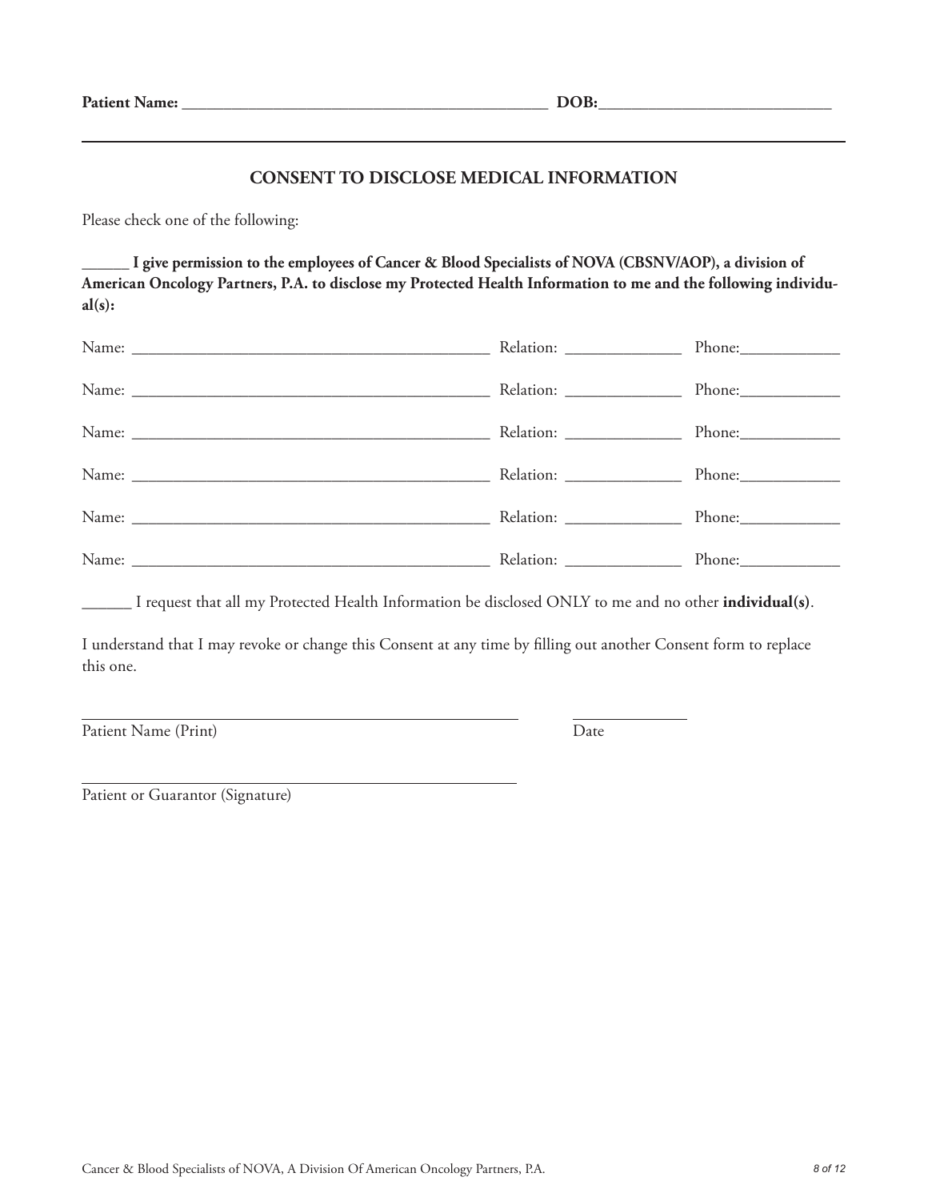**Patient Name:** ____________________________________________ **DOB:**____________________________

## CONSENT TO DISCLOSE MEDICAL INFORMATION

Please check one of the following:

**______ I give permission to the employees of Cancer & Blood Specialists of NOVA (CBSNV/AOP), a division of American Oncology Partners, P.A. to disclose my Protected Health Information to me and the following individual(s):**

Name: ____________________________________________ Relation: ______________ Phone:____________

Name: ____________________________________________ Relation: ______________ Phone:____________

Name: ____________________________________________ Relation: ______________ Phone:____________

Name: ____________________________________________ Relation: ______________ Phone:____________

Name: ____________________________________________ Relation: ______________ Phone:____________

Name: ____________________________________________ Relation: ______________ Phone:____________

______ I request that all my Protected Health Information be disclosed ONLY to me and no other **individual(s)**.

I understand that I may revoke or change this Consent at any time by filling out another Consent form to replace this one.

______________________________________________________ ______________

Patient Name (Print) Date

______________________________________________________

Patient or Guarantor (Signature)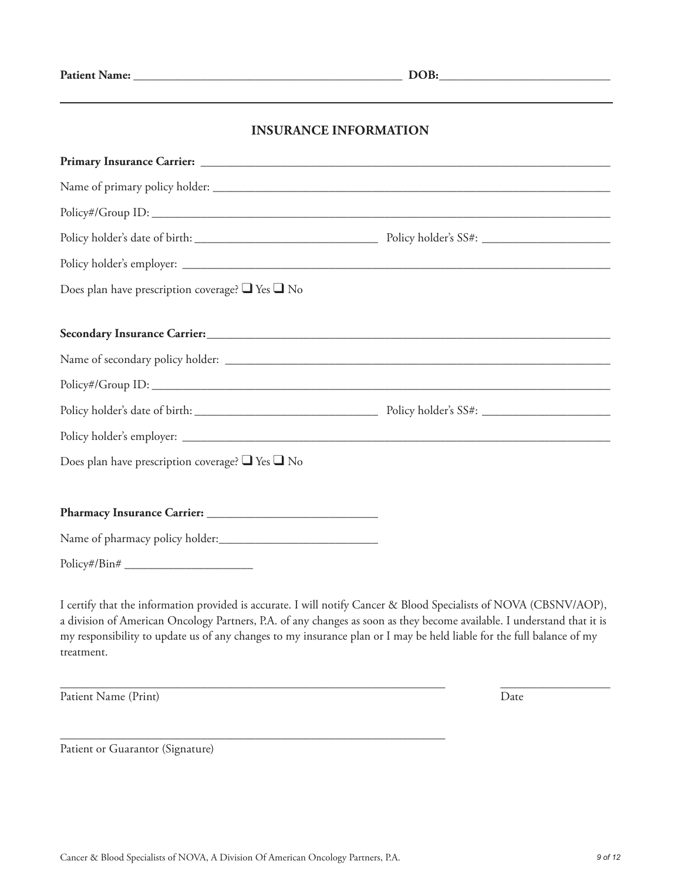**Patient Name:** _______________________________________________ **DOB:**_____________________________

## INSURANCE INFORMATION

**Primary Insurance Carrier:** ___________________________________________________________________________

Name of primary policy holder: ____________________________________________________________________

Policy#/Group ID: ________________________________________________________________________________

Policy holder's date of birth: ________________________________ Policy holder's SS#: ______________________

Policy holder's employer: _________________________________________________________________________

Does plan have prescription coverage? ❑ Yes ❑ No

**Secondary Insurance Carrier:**_________________________________________________________________________

Name of secondary policy holder: __________________________________________________________________

Policy#/Group ID: ________________________________________________________________________________

Policy holder's date of birth: ________________________________ Policy holder's SS#: ______________________

Policy holder's employer: _________________________________________________________________________

Does plan have prescription coverage? ❑ Yes ❑ No

**Pharmacy Insurance Carrier:** _____________________________

Name of pharmacy policy holder:___________________________

Policy#/Bin# ______________________

I certify that the information provided is accurate. I will notify Cancer & Blood Specialists of NOVA (CBSNV/AOP), a division of American Oncology Partners, P.A. of any changes as soon as they become available. I understand that it is my responsibility to update us of any changes to my insurance plan or I may be held liable for the full balance of my treatment.

_________________________________________________________________ ___________________

Patient Name (Print) Date

_________________________________________________________________

Patient or Guarantor (Signature)

Cancer & Blood Specialists of NOVA, A Division Of American Oncology Partners, P.A.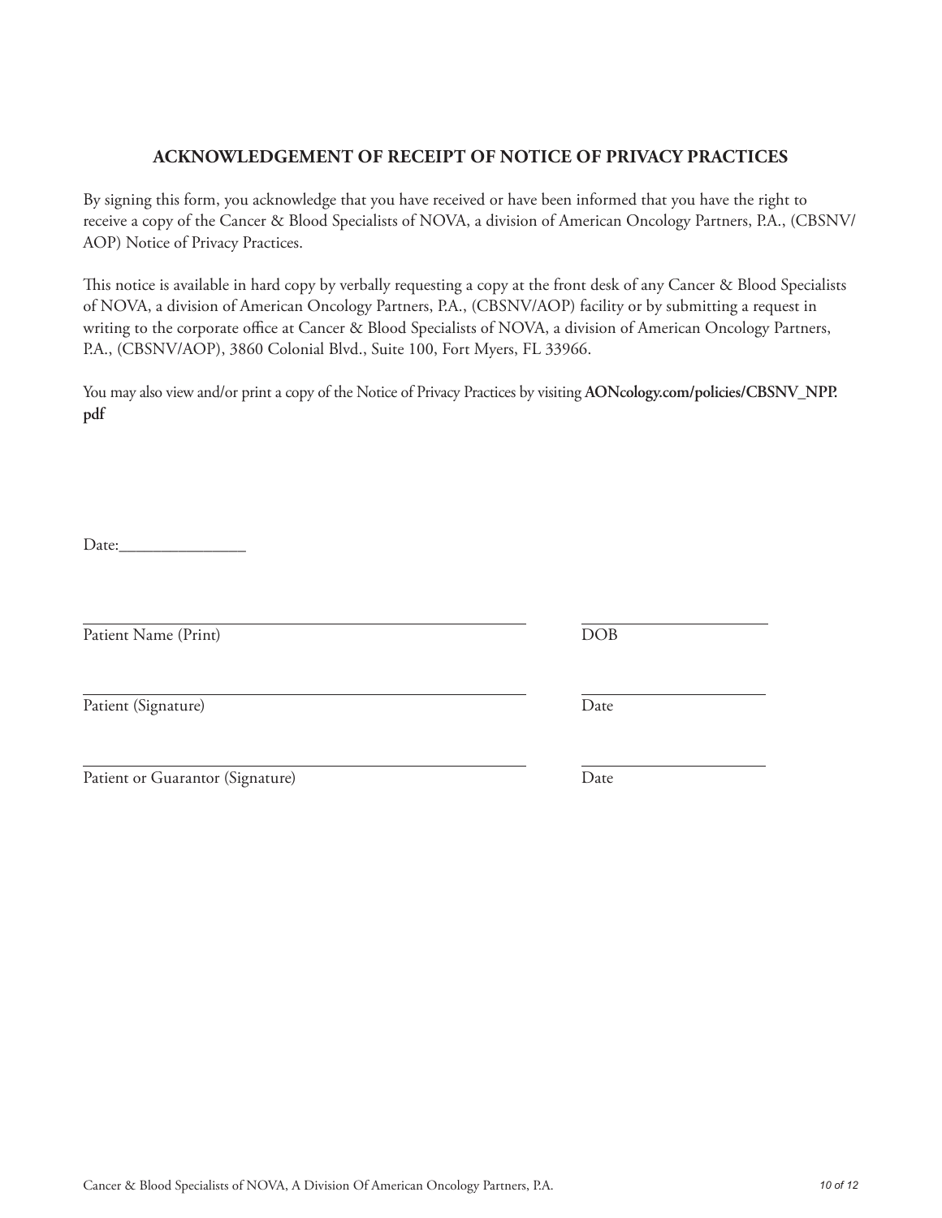## ACKNOWLEDGEMENT OF RECEIPT OF NOTICE OF PRIVACY PRACTICES

By signing this form, you acknowledge that you have received or have been informed that you have the right to receive a copy of the Cancer & Blood Specialists of NOVA, a division of American Oncology Partners, P.A., (CBSNV/AOP) Notice of Privacy Practices.

This notice is available in hard copy by verbally requesting a copy at the front desk of any Cancer & Blood Specialists of NOVA, a division of American Oncology Partners, P.A., (CBSNV/AOP) facility or by submitting a request in writing to the corporate office at Cancer & Blood Specialists of NOVA, a division of American Oncology Partners, P.A., (CBSNV/AOP), 3860 Colonial Blvd., Suite 100, Fort Myers, FL 33966.

You may also view and/or print a copy of the Notice of Privacy Practices by visiting **AONcology.com/policies/CBSNV_NPP.pdf**

Date:_______________

| | |
|---|---|
| Patient Name (Print) | DOB |
| Patient (Signature) | Date |
| Patient or Guarantor (Signature) | Date |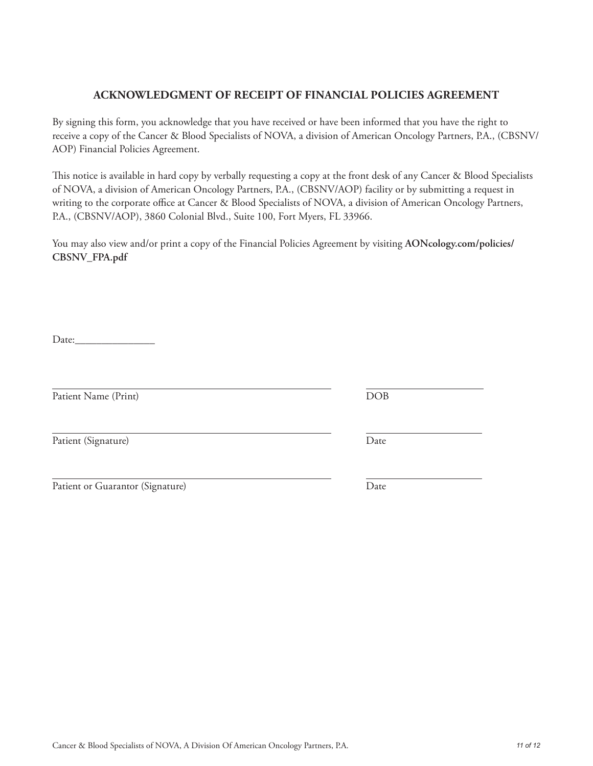## ACKNOWLEDGMENT OF RECEIPT OF FINANCIAL POLICIES AGREEMENT

By signing this form, you acknowledge that you have received or have been informed that you have the right to receive a copy of the Cancer & Blood Specialists of NOVA, a division of American Oncology Partners, P.A., (CBSNV/AOP) Financial Policies Agreement.

This notice is available in hard copy by verbally requesting a copy at the front desk of any Cancer & Blood Specialists of NOVA, a division of American Oncology Partners, P.A., (CBSNV/AOP) facility or by submitting a request in writing to the corporate office at Cancer & Blood Specialists of NOVA, a division of American Oncology Partners, P.A., (CBSNV/AOP), 3860 Colonial Blvd., Suite 100, Fort Myers, FL 33966.

You may also view and/or print a copy of the Financial Policies Agreement by visiting **AONcology.com/policies/CBSNV_FPA.pdf**

Date:_______________

_______________________________________________ ____________________

Patient Name (Print) DOB

_______________________________________________ ____________________

Patient (Signature) Date

_______________________________________________ ____________________

Patient or Guarantor (Signature) Date

Cancer & Blood Specialists of NOVA, A Division Of American Oncology Partners, P.A.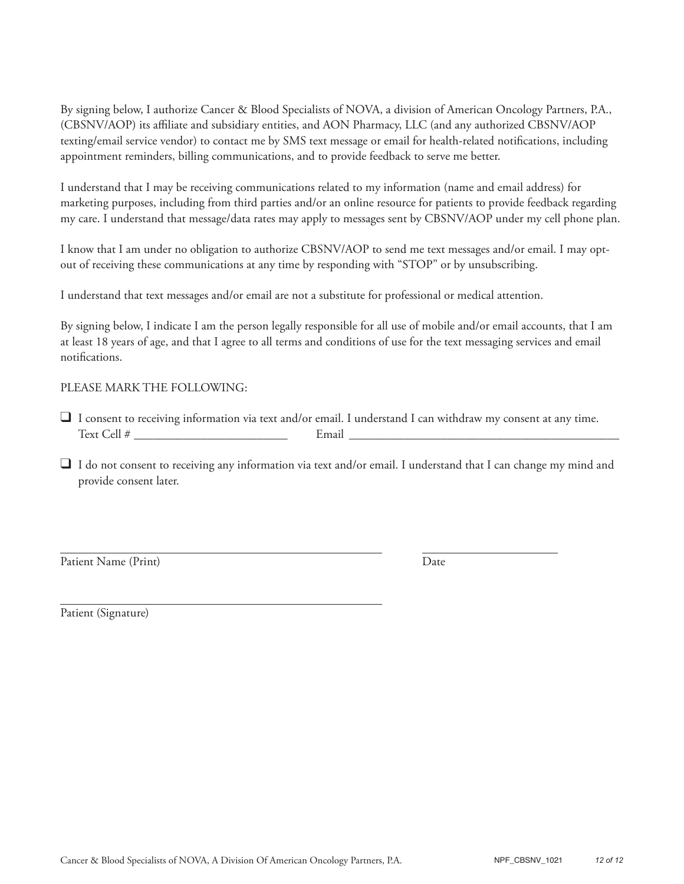By signing below, I authorize Cancer & Blood Specialists of NOVA, a division of American Oncology Partners, P.A., (CBSNV/AOP) its affiliate and subsidiary entities, and AON Pharmacy, LLC (and any authorized CBSNV/AOP texting/email service vendor) to contact me by SMS text message or email for health-related notifications, including appointment reminders, billing communications, and to provide feedback to serve me better.

I understand that I may be receiving communications related to my information (name and email address) for marketing purposes, including from third parties and/or an online resource for patients to provide feedback regarding my care. I understand that message/data rates may apply to messages sent by CBSNV/AOP under my cell phone plan.

I know that I am under no obligation to authorize CBSNV/AOP to send me text messages and/or email. I may opt-out of receiving these communications at any time by responding with "STOP" or by unsubscribing.

I understand that text messages and/or email are not a substitute for professional or medical attention.

By signing below, I indicate I am the person legally responsible for all use of mobile and/or email accounts, that I am at least 18 years of age, and that I agree to all terms and conditions of use for the text messaging services and email notifications.

PLEASE MARK THE FOLLOWING:

- ☐ I consent to receiving information via text and/or email. I understand I can withdraw my consent at any time.
  Text Cell # ________________________ Email ____________________________________________

- ☐ I do not consent to receiving any information via text and/or email. I understand that I can change my mind and provide consent later.

______________________________________________ ______________________
Patient Name (Print) Date

______________________________________________
Patient (Signature)

Cancer & Blood Specialists of NOVA, A Division Of American Oncology Partners, P.A. NPF_CBSNV_1021